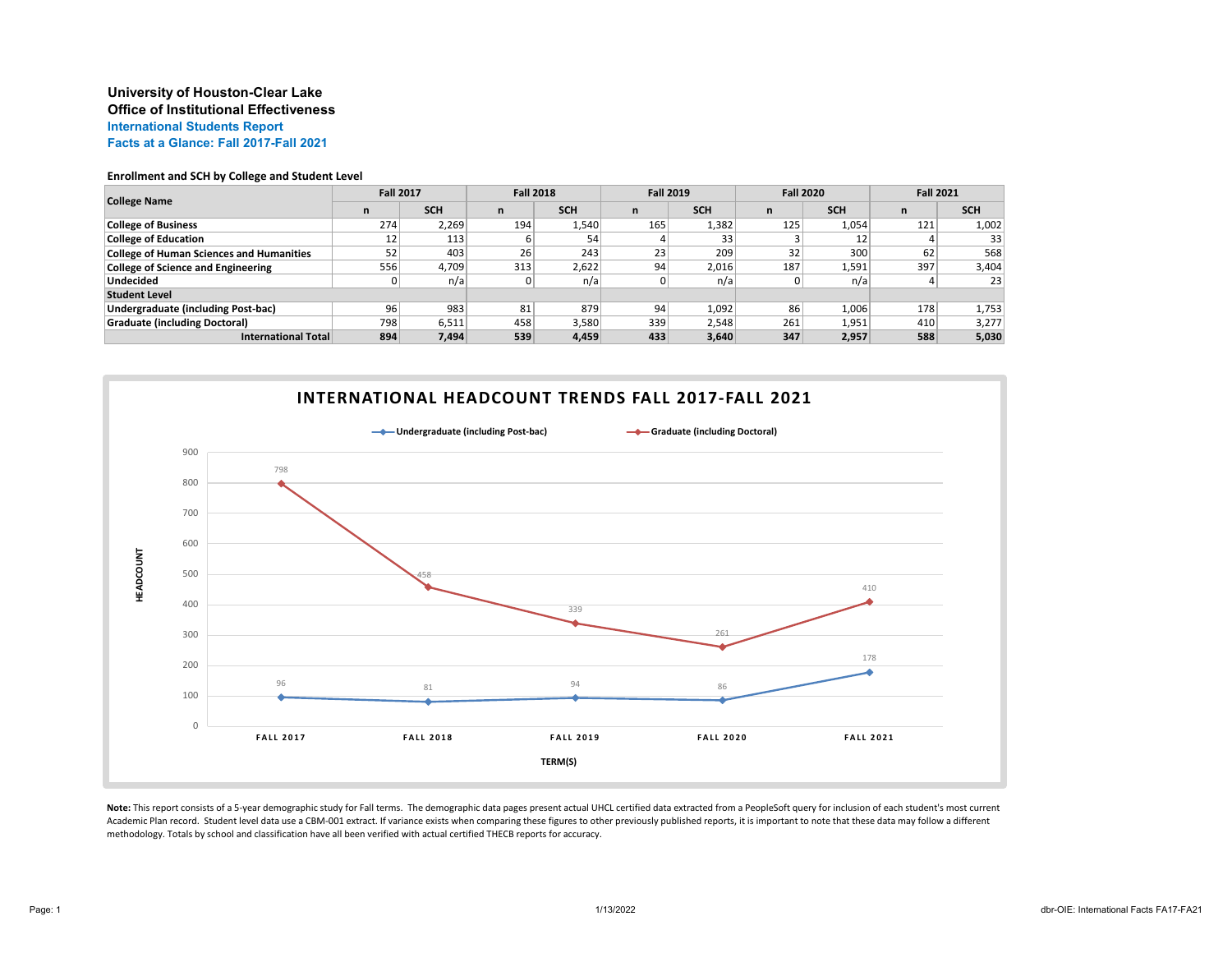# University of Houston-Clear Lake
## Office of Institutional Effectiveness
### International Students Report
### Facts at a Glance: Fall 2017-Fall 2021

**Enrollment and SCH by College and Student Level**

| College Name | Fall 2017 | | Fall 2018 | | Fall 2019 | | Fall 2020 | | Fall 2021 | |
|---|---|---|---|---|---|---|---|---|---|---|
| | n | SCH | n | SCH | n | SCH | n | SCH | n | SCH |
| **College of Business** | 274 | 2,269 | 194 | 1,540 | 165 | 1,382 | 125 | 1,054 | 121 | 1,002 |
| **College of Education** | 12 | 113 | 6 | 54 | 4 | 33 | 3 | 12 | 4 | 33 |
| **College of Human Sciences and Humanities** | 52 | 403 | 26 | 243 | 23 | 209 | 32 | 300 | 62 | 568 |
| **College of Science and Engineering** | 556 | 4,709 | 313 | 2,622 | 94 | 2,016 | 187 | 1,591 | 397 | 3,404 |
| **Undecided** | 0 | n/a | 0 | n/a | 0 | n/a | 0 | n/a | 4 | 23 |
| **Student Level** | | | | | | | | | | |
| **Undergraduate (including Post-bac)** | 96 | 983 | 81 | 879 | 94 | 1,092 | 86 | 1,006 | 178 | 1,753 |
| **Graduate (including Doctoral)** | 798 | 6,511 | 458 | 3,580 | 339 | 2,548 | 261 | 1,951 | 410 | 3,277 |
| **International Total** | **894** | **7,494** | **539** | **4,459** | **433** | **3,640** | **347** | **2,957** | **588** | **5,030** |

**INTERNATIONAL HEADCOUNT TRENDS FALL 2017-FALL 2021**

| Term(s) | Undergraduate (including Post-bac) | Graduate (including Doctoral) |
|---|---|---|
| FALL 2017 | 96 | 798 |
| FALL 2018 | 81 | 458 |
| FALL 2019 | 94 | 339 |
| FALL 2020 | 86 | 261 |
| FALL 2021 | 178 | 410 |

**Note:** This report consists of a 5-year demographic study for Fall terms. The demographic data pages present actual UHCL certified data extracted from a PeopleSoft query for inclusion of each student's most current Academic Plan record. Student level data use a CBM-001 extract. If variance exists when comparing these figures to other previously published reports, it is important to note that these data may follow a different methodology. Totals by school and classification have all been verified with actual certified THECB reports for accuracy.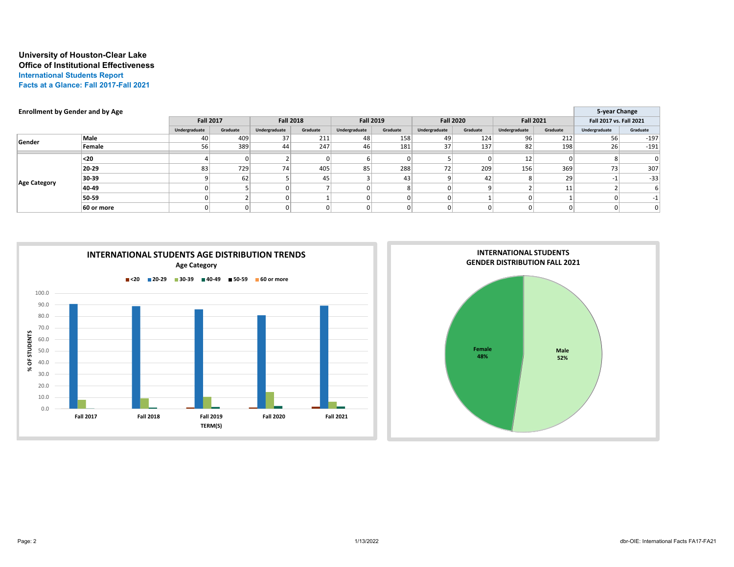**University of Houston-Clear Lake**
**Office of Institutional Effectiveness**
**International Students Report**
**Facts at a Glance: Fall 2017-Fall 2021**

**Enrollment by Gender and by Age**

| | | Fall 2017 | | Fall 2018 | | Fall 2019 | | Fall 2020 | | Fall 2021 | | 5-year Change Fall 2017 vs. Fall 2021 | |
|---|---|---|---|---|---|---|---|---|---|---|---|---|---|
| | | Undergraduate | Graduate | Undergraduate | Graduate | Undergraduate | Graduate | Undergraduate | Graduate | Undergraduate | Graduate | Undergraduate | Graduate |
| Gender | Male | 40 | 409 | 37 | 211 | 48 | 158 | 49 | 124 | 96 | 212 | 56 | -197 |
| | Female | 56 | 389 | 44 | 247 | 46 | 181 | 37 | 137 | 82 | 198 | 26 | -191 |
| Age Category | <20 | 4 | 0 | 2 | 0 | 6 | 0 | 5 | 0 | 12 | 0 | 8 | 0 |
| | 20-29 | 83 | 729 | 74 | 405 | 85 | 288 | 72 | 209 | 156 | 369 | 73 | 307 |
| | 30-39 | 9 | 62 | 5 | 45 | 3 | 43 | 9 | 42 | 8 | 29 | -1 | -33 |
| | 40-49 | 0 | 5 | 0 | 7 | 0 | 8 | 0 | 9 | 2 | 11 | 2 | 6 |
| | 50-59 | 0 | 2 | 0 | 1 | 0 | 0 | 0 | 1 | 0 | 1 | 0 | -1 |
| | 60 or more | 0 | 0 | 0 | 0 | 0 | 0 | 0 | 0 | 0 | 0 | 0 | 0 |

**INTERNATIONAL STUDENTS AGE DISTRIBUTION TRENDS**
Age Category

**INTERNATIONAL STUDENTS GENDER DISTRIBUTION FALL 2021**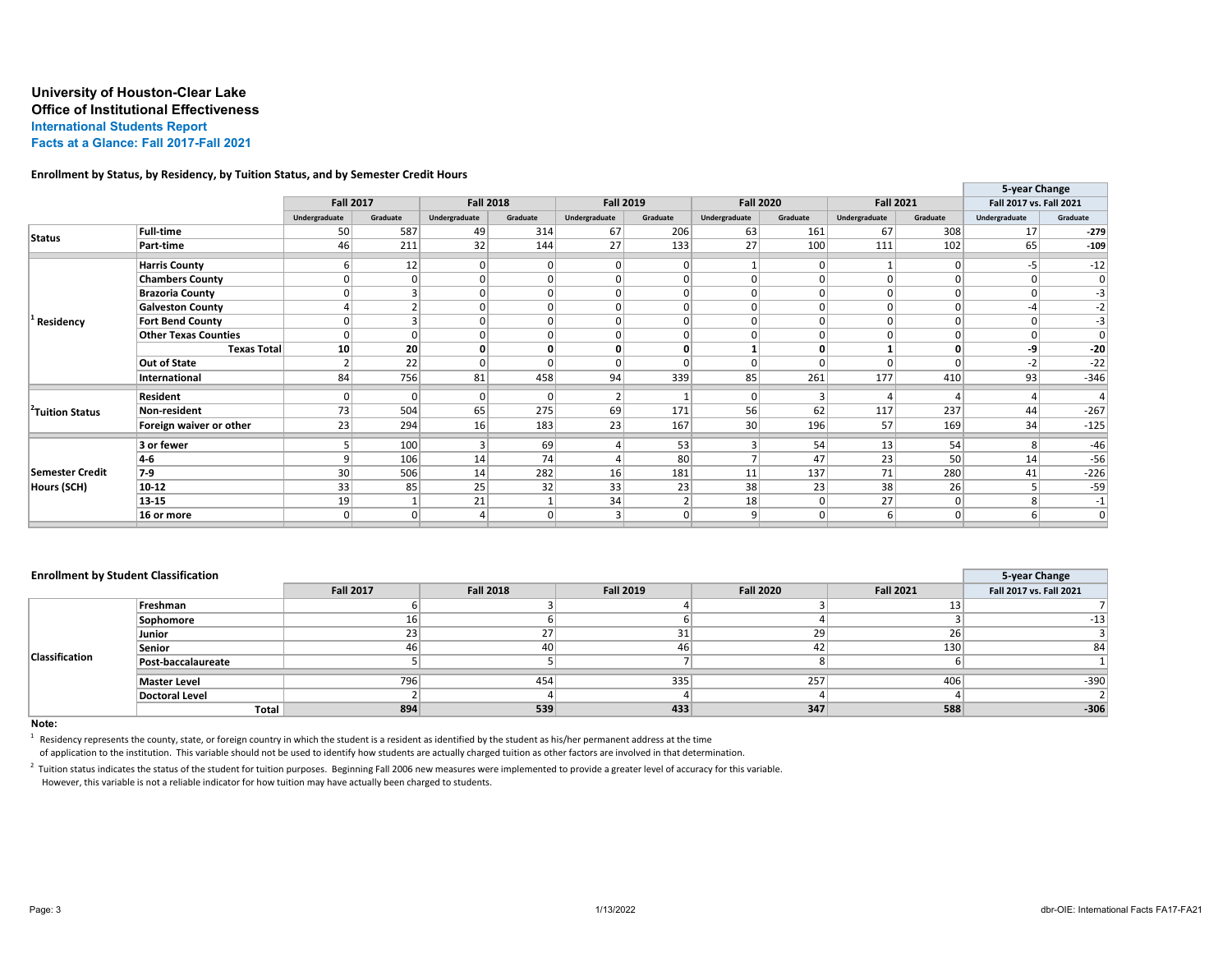**University of Houston-Clear Lake**
**Office of Institutional Effectiveness**
**International Students Report**
**Facts at a Glance: Fall 2017-Fall 2021**

### Enrollment by Status, by Residency, by Tuition Status, and by Semester Credit Hours

| | | Fall 2017 | | Fall 2018 | | Fall 2019 | | Fall 2020 | | Fall 2021 | | 5-year Change Fall 2017 vs. Fall 2021 | |
|---|---|---|---|---|---|---|---|---|---|---|---|---|---|
| | | Undergraduate | Graduate | Undergraduate | Graduate | Undergraduate | Graduate | Undergraduate | Graduate | Undergraduate | Graduate | Undergraduate | Graduate |
| **Status** | **Full-time** | 50 | 587 | 49 | 314 | 67 | 206 | 63 | 161 | 67 | 308 | 17 | **-279** |
| | **Part-time** | 46 | 211 | 32 | 144 | 27 | 133 | 27 | 100 | 111 | 102 | 65 | **-109** |
| [1] **Residency** | **Harris County** | 6 | 12 | 0 | 0 | 0 | 0 | 1 | 0 | 1 | 0 | -5 | -12 |
| | **Chambers County** | 0 | 0 | 0 | 0 | 0 | 0 | 0 | 0 | 0 | 0 | 0 | 0 |
| | **Brazoria County** | 0 | 3 | 0 | 0 | 0 | 0 | 0 | 0 | 0 | 0 | 0 | -3 |
| | **Galveston County** | 4 | 2 | 0 | 0 | 0 | 0 | 0 | 0 | 0 | 0 | -4 | -2 |
| | **Fort Bend County** | 0 | 3 | 0 | 0 | 0 | 0 | 0 | 0 | 0 | 0 | 0 | -3 |
| | **Other Texas Counties** | 0 | 0 | 0 | 0 | 0 | 0 | 0 | 0 | 0 | 0 | 0 | 0 |
| | **Texas Total** | **10** | **20** | **0** | **0** | **0** | **0** | **1** | **0** | **1** | **0** | **-9** | **-20** |
| | **Out of State** | 2 | 22 | 0 | 0 | 0 | 0 | 0 | 0 | 0 | 0 | -2 | -22 |
| | **International** | 84 | 756 | 81 | 458 | 94 | 339 | 85 | 261 | 177 | 410 | 93 | -346 |
| [2] **Tuition Status** | **Resident** | 0 | 0 | 0 | 0 | 2 | 1 | 0 | 3 | 4 | 4 | 4 | 4 |
| | **Non-resident** | 73 | 504 | 65 | 275 | 69 | 171 | 56 | 62 | 117 | 237 | 44 | -267 |
| | **Foreign waiver or other** | 23 | 294 | 16 | 183 | 23 | 167 | 30 | 196 | 57 | 169 | 34 | -125 |
| **Semester Credit Hours (SCH)** | **3 or fewer** | 5 | 100 | 3 | 69 | 4 | 53 | 3 | 54 | 13 | 54 | 8 | -46 |
| | **4-6** | 9 | 106 | 14 | 74 | 4 | 80 | 7 | 47 | 23 | 50 | 14 | -56 |
| | **7-9** | 30 | 506 | 14 | 282 | 16 | 181 | 11 | 137 | 71 | 280 | 41 | -226 |
| | **10-12** | 33 | 85 | 25 | 32 | 33 | 23 | 38 | 23 | 38 | 26 | 5 | -59 |
| | **13-15** | 19 | 1 | 21 | 1 | 34 | 2 | 18 | 0 | 27 | 0 | 8 | -1 |
| | **16 or more** | 0 | 0 | 4 | 0 | 3 | 0 | 9 | 0 | 6 | 0 | 6 | 0 |

### Enrollment by Student Classification

| | | Fall 2017 | Fall 2018 | Fall 2019 | Fall 2020 | Fall 2021 | 5-year Change Fall 2017 vs. Fall 2021 |
|---|---|---|---|---|---|---|---|
| **Classification** | **Freshman** | 6 | 3 | 4 | 3 | 13 | 7 |
| | **Sophomore** | 16 | 6 | 6 | 4 | 3 | -13 |
| | **Junior** | 23 | 27 | 31 | 29 | 26 | 3 |
| | **Senior** | 46 | 40 | 46 | 42 | 130 | 84 |
| | **Post-baccalaureate** | 5 | 5 | 7 | 8 | 6 | 1 |
| | **Master Level** | 796 | 454 | 335 | 257 | 406 | -390 |
| | **Doctoral Level** | 2 | 4 | 4 | 4 | 4 | 2 |
| | **Total** | **894** | **539** | **433** | **347** | **588** | **-306** |

**Note:**

[1] Residency represents the county, state, or foreign country in which the student is a resident as identified by the student as his/her permanent address at the time of application to the institution. This variable should not be used to identify how students are actually charged tuition as other factors are involved in that determination.

[2] Tuition status indicates the status of the student for tuition purposes. Beginning Fall 2006 new measures were implemented to provide a greater level of accuracy for this variable. However, this variable is not a reliable indicator for how tuition may have actually been charged to students.